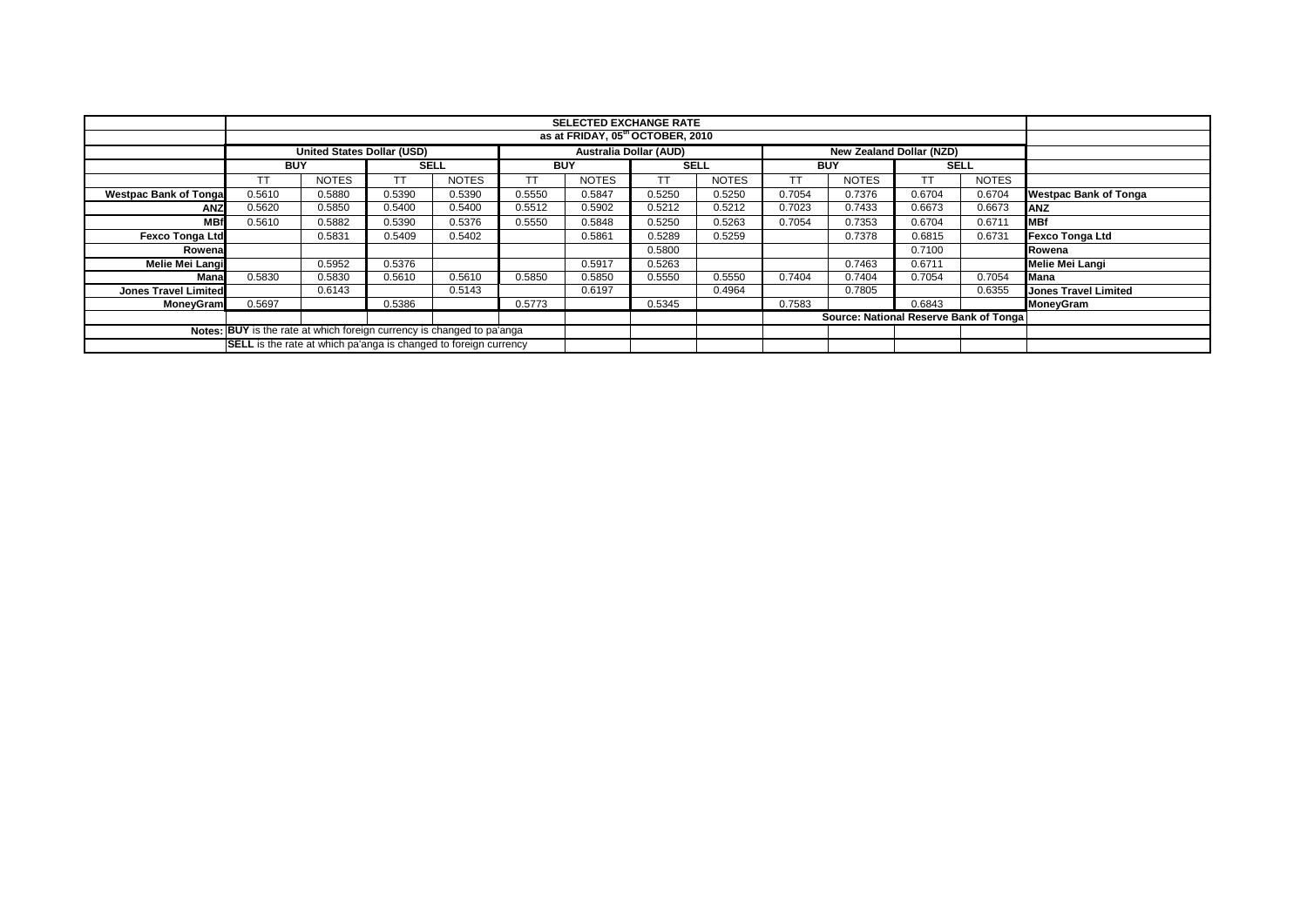| | SELECTED EXCHANGE RATE | | | | | | | | | | | | |
|---|---|---|---|---|---|---|---|---|---|---|---|---|---|
| | as at FRIDAY, 05th OCTOBER, 2010 | | | | | | | | | | | | |
| | United States Dollar (USD) | | | | Australia Dollar (AUD) | | | | New Zealand Dollar (NZD) | | | | |
| | BUY | | SELL | | BUY | | SELL | | BUY | | SELL | | |
| | TT | NOTES | TT | NOTES | TT | NOTES | TT | NOTES | TT | NOTES | TT | NOTES | |
| Westpac Bank of Tonga | 0.5610 | 0.5880 | 0.5390 | 0.5390 | 0.5550 | 0.5847 | 0.5250 | 0.5250 | 0.7054 | 0.7376 | 0.6704 | 0.6704 | Westpac Bank of Tonga |
| ANZ | 0.5620 | 0.5850 | 0.5400 | 0.5400 | 0.5512 | 0.5902 | 0.5212 | 0.5212 | 0.7023 | 0.7433 | 0.6673 | 0.6673 | ANZ |
| MBf | 0.5610 | 0.5882 | 0.5390 | 0.5376 | 0.5550 | 0.5848 | 0.5250 | 0.5263 | 0.7054 | 0.7353 | 0.6704 | 0.6711 | MBf |
| Fexco Tonga Ltd | | 0.5831 | 0.5409 | 0.5402 | | 0.5861 | 0.5289 | 0.5259 | | 0.7378 | 0.6815 | 0.6731 | Fexco Tonga Ltd |
| Rowena | | | | | | | 0.5800 | | | | 0.7100 | | Rowena |
| Melie Mei Langi | | 0.5952 | 0.5376 | | | 0.5917 | 0.5263 | | | 0.7463 | 0.6711 | | Melie Mei Langi |
| Mana | 0.5830 | 0.5830 | 0.5610 | 0.5610 | 0.5850 | 0.5850 | 0.5550 | 0.5550 | 0.7404 | 0.7404 | 0.7054 | 0.7054 | Mana |
| Jones Travel Limited | | 0.6143 | | 0.5143 | | 0.6197 | | 0.4964 | | 0.7805 | | 0.6355 | Jones Travel Limited |
| MoneyGram | 0.5697 | | 0.5386 | | 0.5773 | | 0.5345 | | 0.7583 | | 0.6843 | | MoneyGram |
| | | | | | | | | | Source: National Reserve Bank of Tonga | | | | |
| Notes: | BUY is the rate at which foreign currency is changed to pa'anga | | | | | | | | | | | | |
| | SELL is the rate at which pa'anga is changed to foreign currency | | | | | | | | | | | | |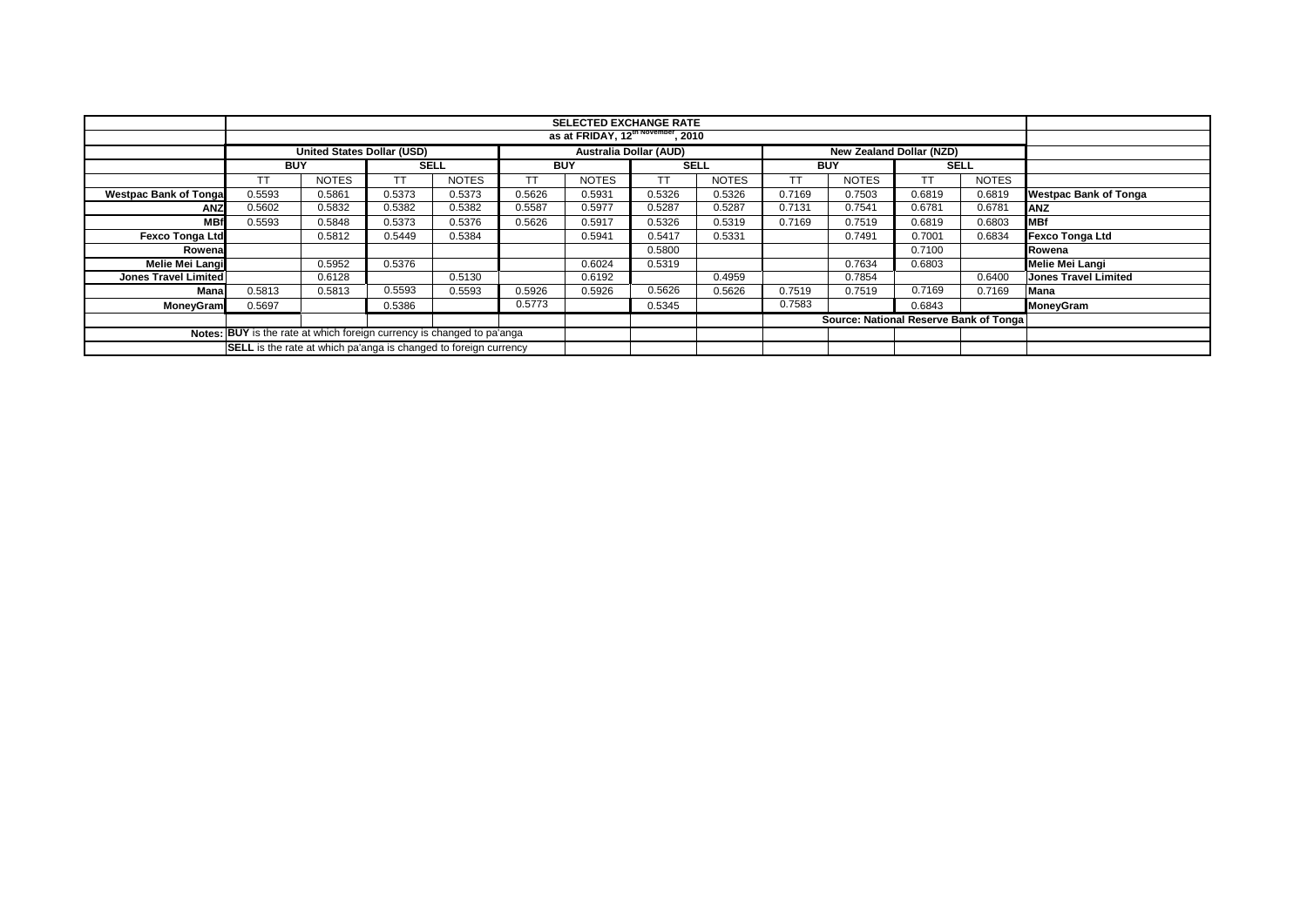| | SELECTED EXCHANGE RATE | | | | | | | | | | | | |
|---|---|---|---|---|---|---|---|---|---|---|---|---|---|
| | as at FRIDAY, 12th November, 2010 | | | | | | | | | | | | |
| | United States Dollar (USD) | | | | Australia Dollar (AUD) | | | | New Zealand Dollar (NZD) | | | | |
| | BUY | | SELL | | BUY | | SELL | | BUY | | SELL | | |
| | TT | NOTES | TT | NOTES | TT | NOTES | TT | NOTES | TT | NOTES | TT | NOTES | |
| Westpac Bank of Tonga | 0.5593 | 0.5861 | 0.5373 | 0.5373 | 0.5626 | 0.5931 | 0.5326 | 0.5326 | 0.7169 | 0.7503 | 0.6819 | 0.6819 | Westpac Bank of Tonga |
| ANZ | 0.5602 | 0.5832 | 0.5382 | 0.5382 | 0.5587 | 0.5977 | 0.5287 | 0.5287 | 0.7131 | 0.7541 | 0.6781 | 0.6781 | ANZ |
| MBf | 0.5593 | 0.5848 | 0.5373 | 0.5376 | 0.5626 | 0.5917 | 0.5326 | 0.5319 | 0.7169 | 0.7519 | 0.6819 | 0.6803 | MBf |
| Fexco Tonga Ltd | | 0.5812 | 0.5449 | 0.5384 | | 0.5941 | 0.5417 | 0.5331 | | 0.7491 | 0.7001 | 0.6834 | Fexco Tonga Ltd |
| Rowena | | | | | | | 0.5800 | | | | 0.7100 | | Rowena |
| Melie Mei Langi | | 0.5952 | 0.5376 | | | 0.6024 | 0.5319 | | | 0.7634 | 0.6803 | | Melie Mei Langi |
| Jones Travel Limited | | 0.6128 | | 0.5130 | | 0.6192 | | 0.4959 | | 0.7854 | | 0.6400 | Jones Travel Limited |
| Mana | 0.5813 | 0.5813 | 0.5593 | 0.5593 | 0.5926 | 0.5926 | 0.5626 | 0.5626 | 0.7519 | 0.7519 | 0.7169 | 0.7169 | Mana |
| MoneyGram | 0.5697 | | 0.5386 | | 0.5773 | | 0.5345 | | 0.7583 | | 0.6843 | | MoneyGram |
| | | | | | | | | | Source: National Reserve Bank of Tonga | | | | |
| Notes: | **BUY** is the rate at which foreign currency is changed to pa'anga | | | | | | | | | | | | |
| | **SELL** is the rate at which pa'anga is changed to foreign currency | | | | | | | | | | | | |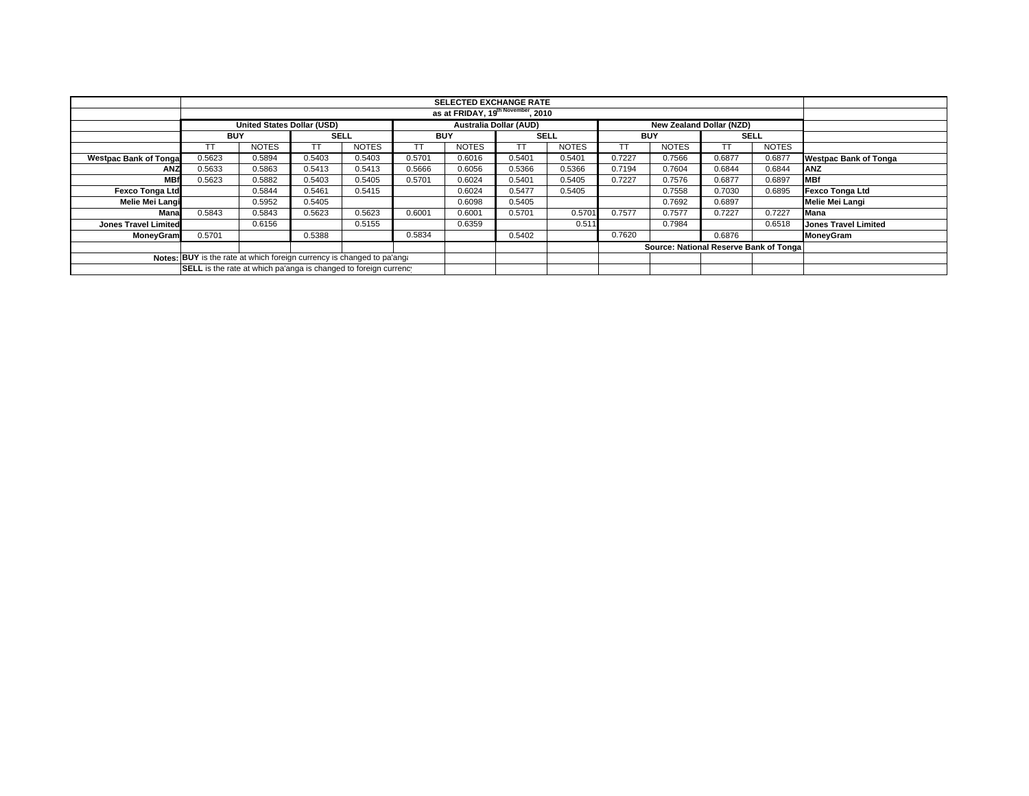| | SELECTED EXCHANGE RATE | | | | | | | | | | | | |
|---|---|---|---|---|---|---|---|---|---|---|---|---|---|
| | as at FRIDAY, 19th November, 2010 | | | | | | | | | | | | |
| | United States Dollar (USD) | | | | Australia Dollar (AUD) | | | | New Zealand Dollar (NZD) | | | | |
| | BUY | | SELL | | BUY | | SELL | | BUY | | SELL | | |
| | TT | NOTES | TT | NOTES | TT | NOTES | TT | NOTES | TT | NOTES | TT | NOTES | |
| Westpac Bank of Tonga | 0.5623 | 0.5894 | 0.5403 | 0.5403 | 0.5701 | 0.6016 | 0.5401 | 0.5401 | 0.7227 | 0.7566 | 0.6877 | 0.6877 | Westpac Bank of Tonga |
| ANZ | 0.5633 | 0.5863 | 0.5413 | 0.5413 | 0.5666 | 0.6056 | 0.5366 | 0.5366 | 0.7194 | 0.7604 | 0.6844 | 0.6844 | ANZ |
| MBf | 0.5623 | 0.5882 | 0.5403 | 0.5405 | 0.5701 | 0.6024 | 0.5401 | 0.5405 | 0.7227 | 0.7576 | 0.6877 | 0.6897 | MBf |
| Fexco Tonga Ltd | | 0.5844 | 0.5461 | 0.5415 | | 0.6024 | 0.5477 | 0.5405 | | 0.7558 | 0.7030 | 0.6895 | Fexco Tonga Ltd |
| Melie Mei Langi | | 0.5952 | 0.5405 | | | 0.6098 | 0.5405 | | | 0.7692 | 0.6897 | | Melie Mei Langi |
| Mana | 0.5843 | 0.5843 | 0.5623 | 0.5623 | 0.6001 | 0.6001 | 0.5701 | 0.5701 | 0.7577 | 0.7577 | 0.7227 | 0.7227 | Mana |
| Jones Travel Limited | | 0.6156 | | 0.5155 | | 0.6359 | | 0.511 | | 0.7984 | | 0.6518 | Jones Travel Limited |
| MoneyGram | 0.5701 | | 0.5388 | | 0.5834 | | 0.5402 | | 0.7620 | | 0.6876 | | MoneyGram |
| | | | | | | | | | Source: National Reserve Bank of Tonga | | | | |
| Notes: | **BUY** is the rate at which foreign currency is changed to pa'anga | | | | | | | | | | | | |
| | **SELL** is the rate at which pa'anga is changed to foreign currency | | | | | | | | | | | | |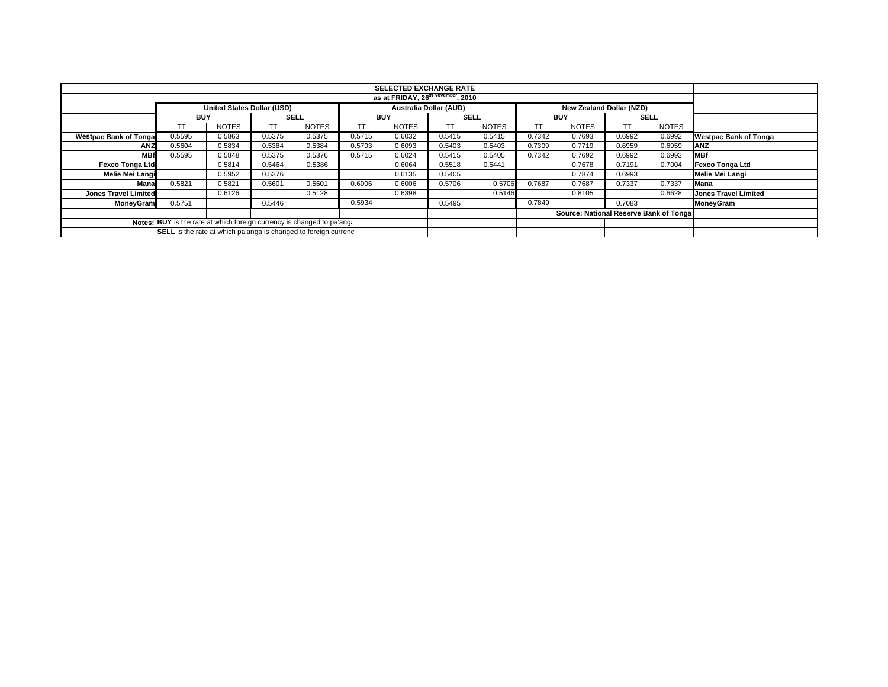| | SELECTED EXCHANGE RATE | | | | | | | | | | | | |
|---|---|---|---|---|---|---|---|---|---|---|---|---|---|
| | as at FRIDAY, 26th November, 2010 | | | | | | | | | | | | |
| | United States Dollar (USD) | | | | Australia Dollar (AUD) | | | | New Zealand Dollar (NZD) | | | | |
| | BUY | | SELL | | BUY | | SELL | | BUY | | SELL | | |
| | TT | NOTES | TT | NOTES | TT | NOTES | TT | NOTES | TT | NOTES | TT | NOTES | |
| **Westpac Bank of Tonga** | 0.5595 | 0.5863 | 0.5375 | 0.5375 | 0.5715 | 0.6032 | 0.5415 | 0.5415 | 0.7342 | 0.7693 | 0.6992 | 0.6992 | **Westpac Bank of Tonga** |
| **ANZ** | 0.5604 | 0.5834 | 0.5384 | 0.5384 | 0.5703 | 0.6093 | 0.5403 | 0.5403 | 0.7309 | 0.7719 | 0.6959 | 0.6959 | **ANZ** |
| **MBf** | 0.5595 | 0.5848 | 0.5375 | 0.5376 | 0.5715 | 0.6024 | 0.5415 | 0.5405 | 0.7342 | 0.7692 | 0.6992 | 0.6993 | **MBf** |
| **Fexco Tonga Ltd** | | 0.5814 | 0.5464 | 0.5386 | | 0.6064 | 0.5518 | 0.5441 | | 0.7678 | 0.7191 | 0.7004 | **Fexco Tonga Ltd** |
| **Melie Mei Langi** | | 0.5952 | 0.5376 | | | 0.6135 | 0.5405 | | | 0.7874 | 0.6993 | | **Melie Mei Langi** |
| **Mana** | 0.5821 | 0.5821 | 0.5601 | 0.5601 | 0.6006 | 0.6006 | 0.5706 | 0.5706 | 0.7687 | 0.7687 | 0.7337 | 0.7337 | **Mana** |
| **Jones Travel Limited** | | 0.6126 | | 0.5128 | | 0.6398 | | 0.5146 | | 0.8105 | | 0.6628 | **Jones Travel Limited** |
| **MoneyGram** | 0.5751 | | 0.5446 | | 0.5934 | | 0.5495 | | 0.7849 | | 0.7083 | | **MoneyGram** |
| | | | | | | | | | **Source: National Reserve Bank of Tonga** | | | | |
| **Notes:** | **BUY** is the rate at which foreign currency is changed to pa'anga | | | | | | | | | | | | |
| | **SELL** is the rate at which pa'anga is changed to foreign currency | | | | | | | | | | | | |